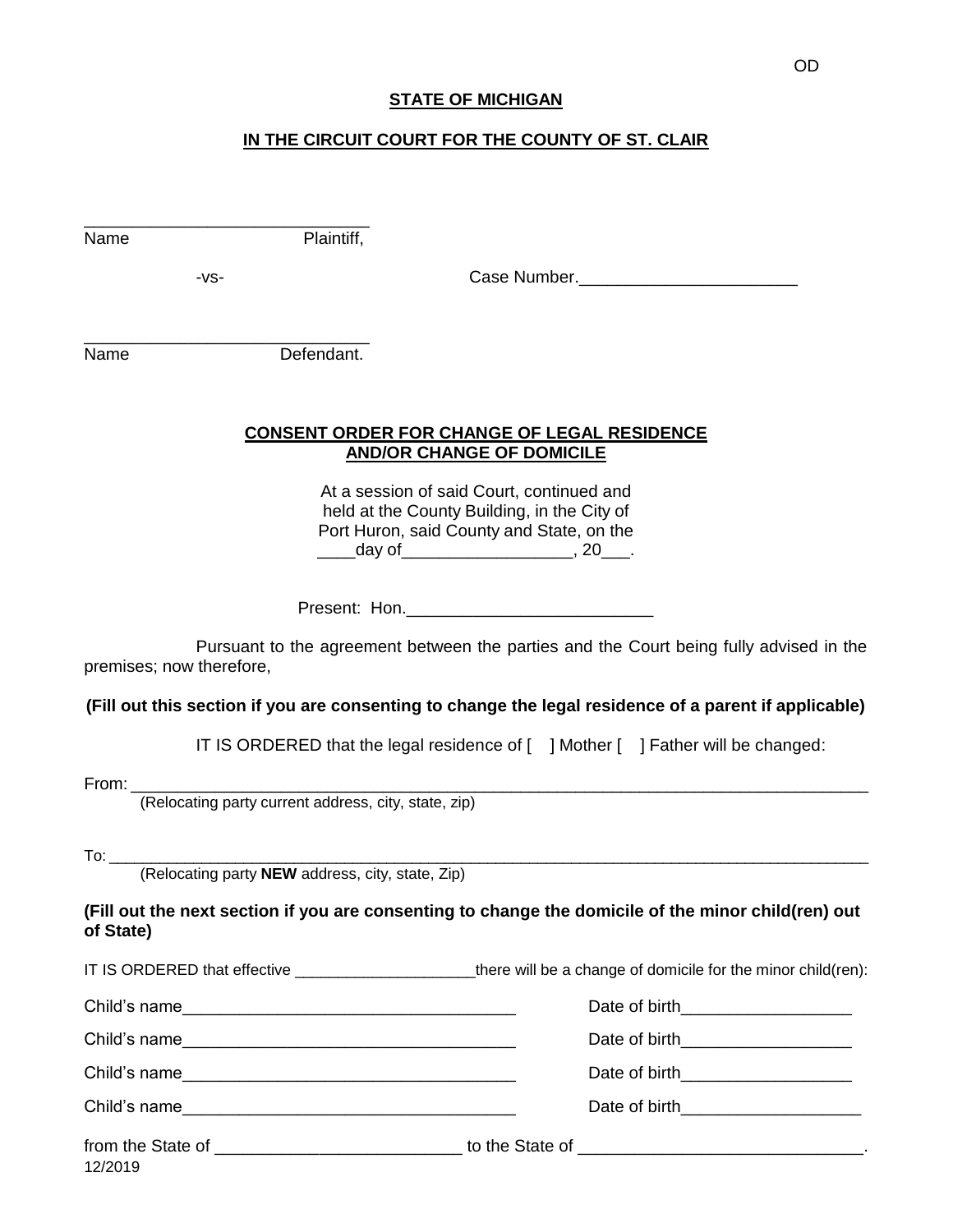OD

**STATE OF MICHIGAN**

**IN THE CIRCUIT COURT FOR THE COUNTY OF ST. CLAIR**

______________________________
Name Plaintiff,

-vs- Case Number.______________________

______________________________
Name Defendant.

**CONSENT ORDER FOR CHANGE OF LEGAL RESIDENCE AND/OR CHANGE OF DOMICILE**

At a session of said Court, continued and held at the County Building, in the City of Port Huron, said County and State, on the ____day of__________________, 20___.

Present: Hon.__________________________

Pursuant to the agreement between the parties and the Court being fully advised in the premises; now therefore,

**(Fill out this section if you are consenting to change the legal residence of a parent if applicable)**

IT IS ORDERED that the legal residence of [ ] Mother [ ] Father will be changed:

From: ______________________________________________________________________________
(Relocating party current address, city, state, zip)

To: ________________________________________________________________________________
(Relocating party **NEW** address, city, state, Zip)

**(Fill out the next section if you are consenting to change the domicile of the minor child(ren) out of State)**

IT IS ORDERED that effective _____________________there will be a change of domicile for the minor child(ren):

Child's name___________________________________ Date of birth__________________

Child's name___________________________________ Date of birth__________________

Child's name___________________________________ Date of birth__________________

Child's name___________________________________ Date of birth___________________

from the State of __________________________ to the State of ______________________________.

12/2019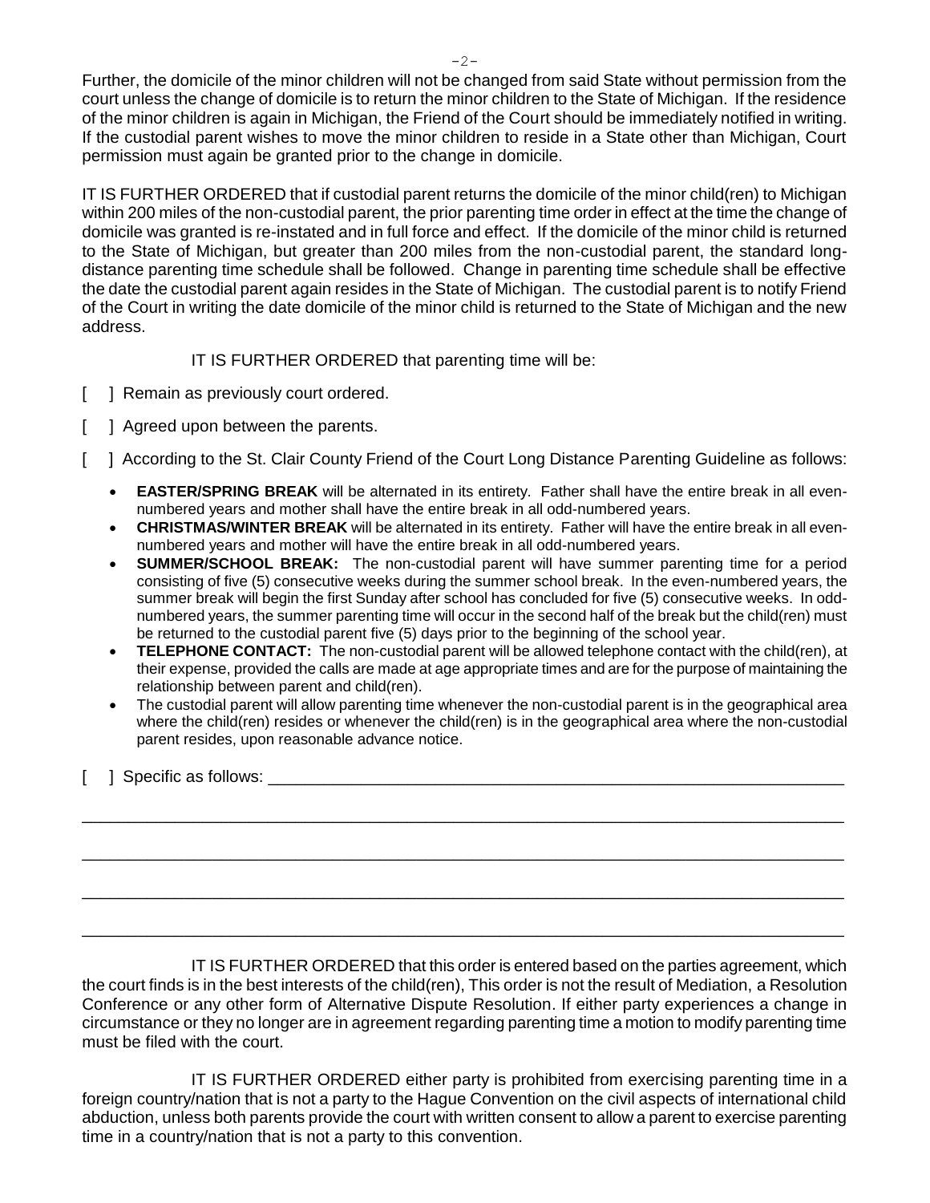Further, the domicile of the minor children will not be changed from said State without permission from the court unless the change of domicile is to return the minor children to the State of Michigan. If the residence of the minor children is again in Michigan, the Friend of the Court should be immediately notified in writing. If the custodial parent wishes to move the minor children to reside in a State other than Michigan, Court permission must again be granted prior to the change in domicile.

IT IS FURTHER ORDERED that if custodial parent returns the domicile of the minor child(ren) to Michigan within 200 miles of the non-custodial parent, the prior parenting time order in effect at the time the change of domicile was granted is re-instated and in full force and effect. If the domicile of the minor child is returned to the State of Michigan, but greater than 200 miles from the non-custodial parent, the standard long-distance parenting time schedule shall be followed. Change in parenting time schedule shall be effective the date the custodial parent again resides in the State of Michigan. The custodial parent is to notify Friend of the Court in writing the date domicile of the minor child is returned to the State of Michigan and the new address.

IT IS FURTHER ORDERED that parenting time will be:

[ ] Remain as previously court ordered.

[ ] Agreed upon between the parents.

[ ] According to the St. Clair County Friend of the Court Long Distance Parenting Guideline as follows:

- **EASTER/SPRING BREAK** will be alternated in its entirety. Father shall have the entire break in all even-numbered years and mother shall have the entire break in all odd-numbered years.
- **CHRISTMAS/WINTER BREAK** will be alternated in its entirety. Father will have the entire break in all even-numbered years and mother will have the entire break in all odd-numbered years.
- **SUMMER/SCHOOL BREAK:** The non-custodial parent will have summer parenting time for a period consisting of five (5) consecutive weeks during the summer school break. In the even-numbered years, the summer break will begin the first Sunday after school has concluded for five (5) consecutive weeks. In odd-numbered years, the summer parenting time will occur in the second half of the break but the child(ren) must be returned to the custodial parent five (5) days prior to the beginning of the school year.
- **TELEPHONE CONTACT:** The non-custodial parent will be allowed telephone contact with the child(ren), at their expense, provided the calls are made at age appropriate times and are for the purpose of maintaining the relationship between parent and child(ren).
- The custodial parent will allow parenting time whenever the non-custodial parent is in the geographical area where the child(ren) resides or whenever the child(ren) is in the geographical area where the non-custodial parent resides, upon reasonable advance notice.

[ ] Specific as follows: ______________________________________________________________

________________________________________________________________________________

________________________________________________________________________________

________________________________________________________________________________

________________________________________________________________________________

IT IS FURTHER ORDERED that this order is entered based on the parties agreement, which the court finds is in the best interests of the child(ren), This order is not the result of Mediation, a Resolution Conference or any other form of Alternative Dispute Resolution. If either party experiences a change in circumstance or they no longer are in agreement regarding parenting time a motion to modify parenting time must be filed with the court.

IT IS FURTHER ORDERED either party is prohibited from exercising parenting time in a foreign country/nation that is not a party to the Hague Convention on the civil aspects of international child abduction, unless both parents provide the court with written consent to allow a parent to exercise parenting time in a country/nation that is not a party to this convention.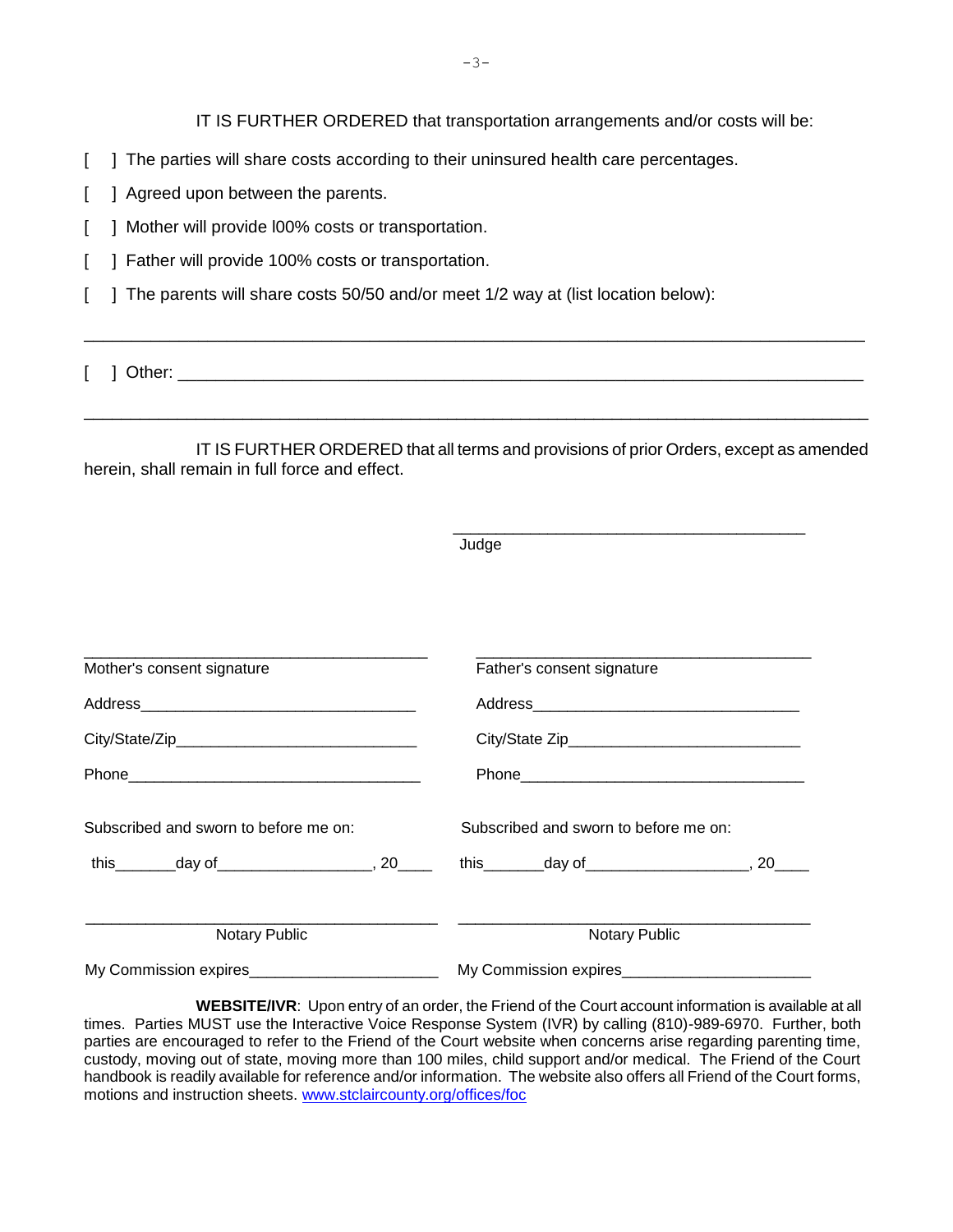IT IS FURTHER ORDERED that transportation arrangements and/or costs will be:

[ ] The parties will share costs according to their uninsured health care percentages.

[ ] Agreed upon between the parents.

[ ] Mother will provide l00% costs or transportation.

[ ] Father will provide 100% costs or transportation.

[ ] The parents will share costs 50/50 and/or meet 1/2 way at (list location below):

_______________________________________________________________________________

[ ] Other: _______________________________________________________________________

_______________________________________________________________________________

IT IS FURTHER ORDERED that all terms and provisions of prior Orders, except as amended herein, shall remain in full force and effect.

_________________________________________
Judge

_________________________________________
Mother's consent signature

Address_________________________________

City/State/Zip____________________________

Phone___________________________________

Subscribed and sworn to before me on:

this_______day of__________________, 20____

_________________________________________
Notary Public

My Commission expires______________________

_________________________________________
Father's consent signature

Address_________________________________

City/State Zip____________________________

Phone___________________________________

Subscribed and sworn to before me on:

this_______day of___________________, 20____

_________________________________________
Notary Public

My Commission expires______________________

**WEBSITE/IVR**: Upon entry of an order, the Friend of the Court account information is available at all times. Parties MUST use the Interactive Voice Response System (IVR) by calling (810)-989-6970. Further, both parties are encouraged to refer to the Friend of the Court website when concerns arise regarding parenting time, custody, moving out of state, moving more than 100 miles, child support and/or medical. The Friend of the Court handbook is readily available for reference and/or information. The website also offers all Friend of the Court forms, motions and instruction sheets. www.stclaircounty.org/offices/foc